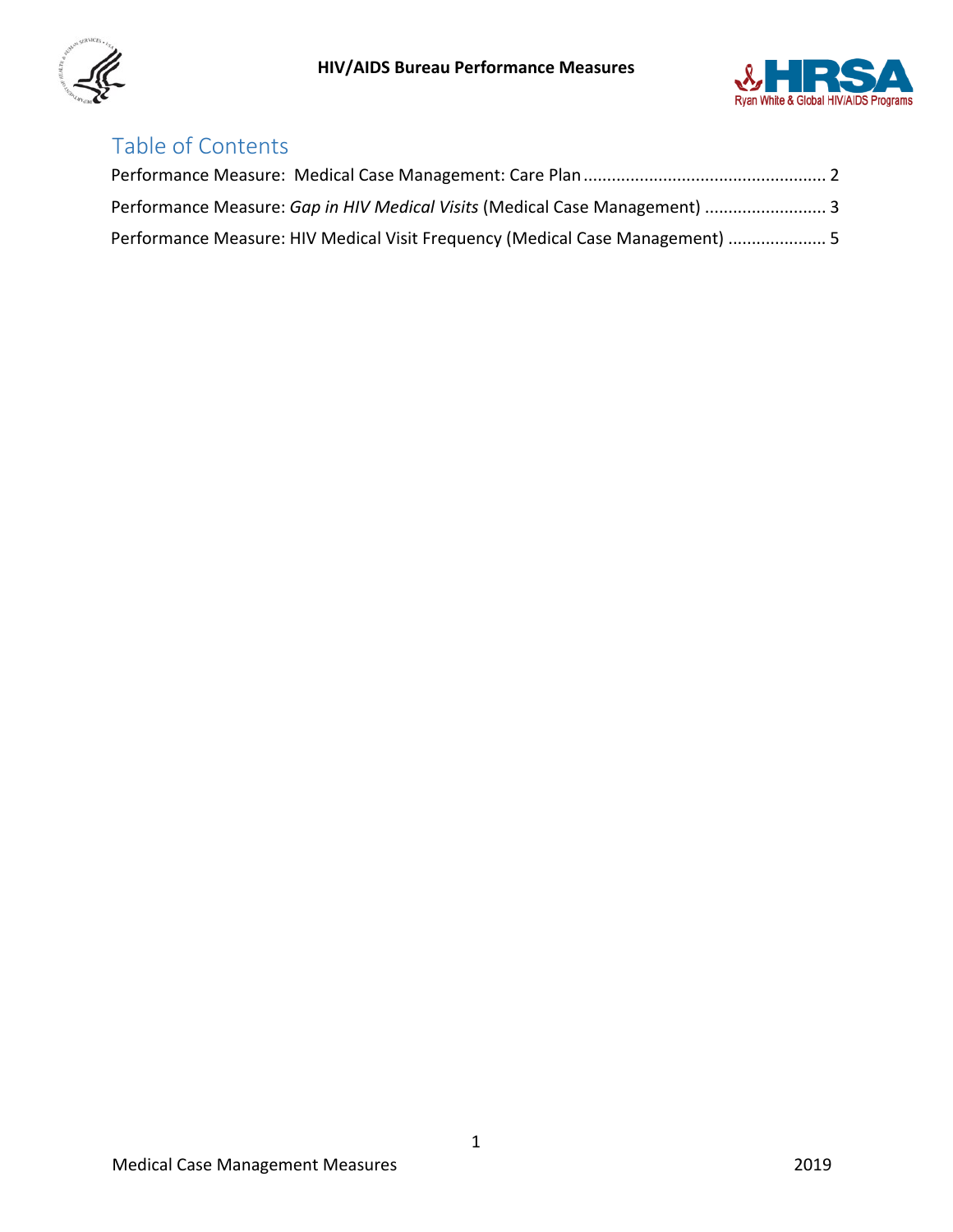# Table of Contents

Performance Measure: Medical Case Management: Care Plan .................................................... 2

Performance Measure: *Gap in HIV Medical Visits* (Medical Case Management) .......................... 3

Performance Measure: HIV Medical Visit Frequency (Medical Case Management) ..................... 5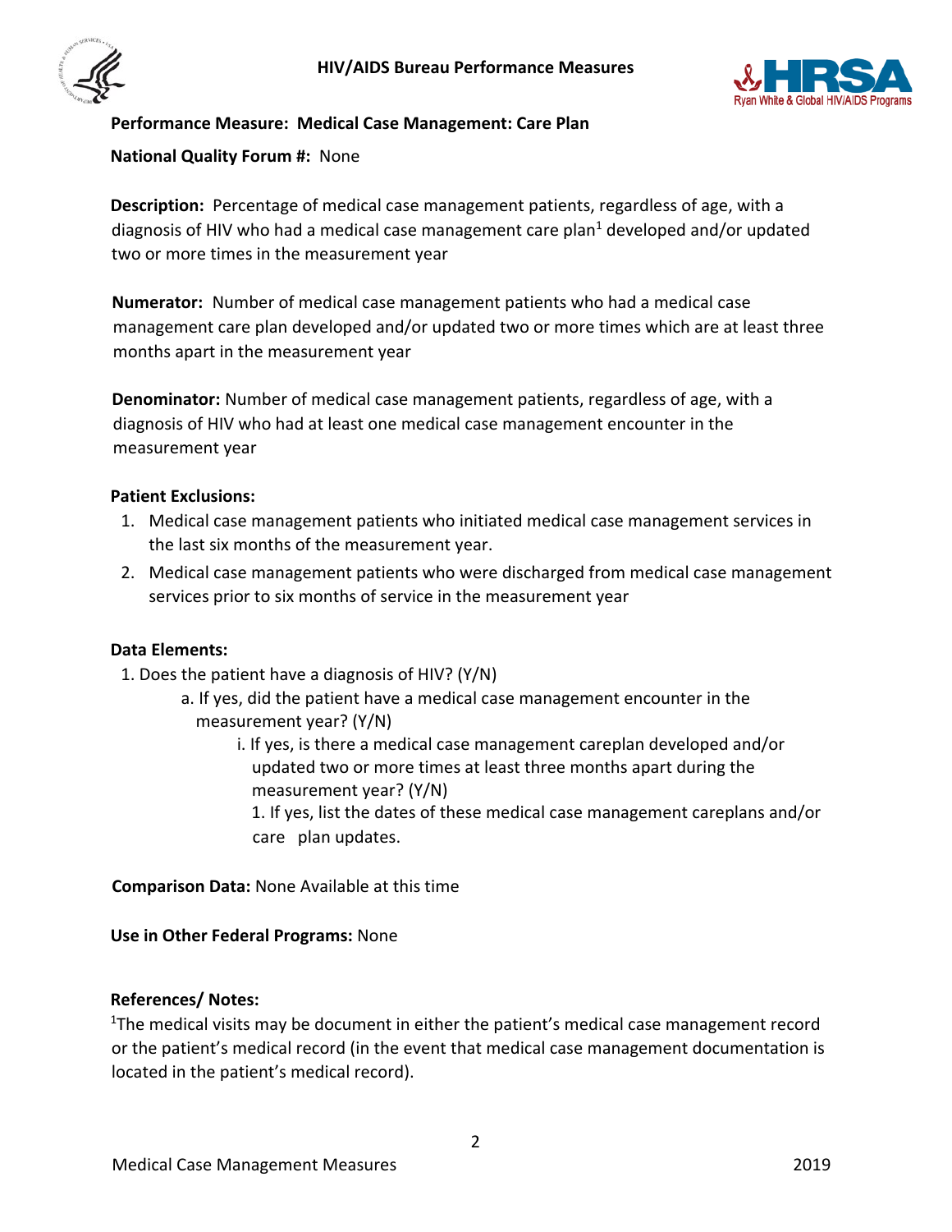**Performance Measure: Medical Case Management: Care Plan**

**National Quality Forum #:** None

**Description:** Percentage of medical case management patients, regardless of age, with a diagnosis of HIV who had a medical case management care plan[1] developed and/or updated two or more times in the measurement year

**Numerator:** Number of medical case management patients who had a medical case management care plan developed and/or updated two or more times which are at least three months apart in the measurement year

**Denominator:** Number of medical case management patients, regardless of age, with a diagnosis of HIV who had at least one medical case management encounter in the measurement year

**Patient Exclusions:**

1. Medical case management patients who initiated medical case management services in the last six months of the measurement year.
2. Medical case management patients who were discharged from medical case management services prior to six months of service in the measurement year

**Data Elements:**

1. Does the patient have a diagnosis of HIV? (Y/N)
    a. If yes, did the patient have a medical case management encounter in the measurement year? (Y/N)
        i. If yes, is there a medical case management careplan developed and/or updated two or more times at least three months apart during the measurement year? (Y/N)
            1. If yes, list the dates of these medical case management careplans and/or care plan updates.

**Comparison Data:** None Available at this time

**Use in Other Federal Programs:** None

**References/ Notes:**

[1]The medical visits may be document in either the patient's medical case management record or the patient's medical record (in the event that medical case management documentation is located in the patient's medical record).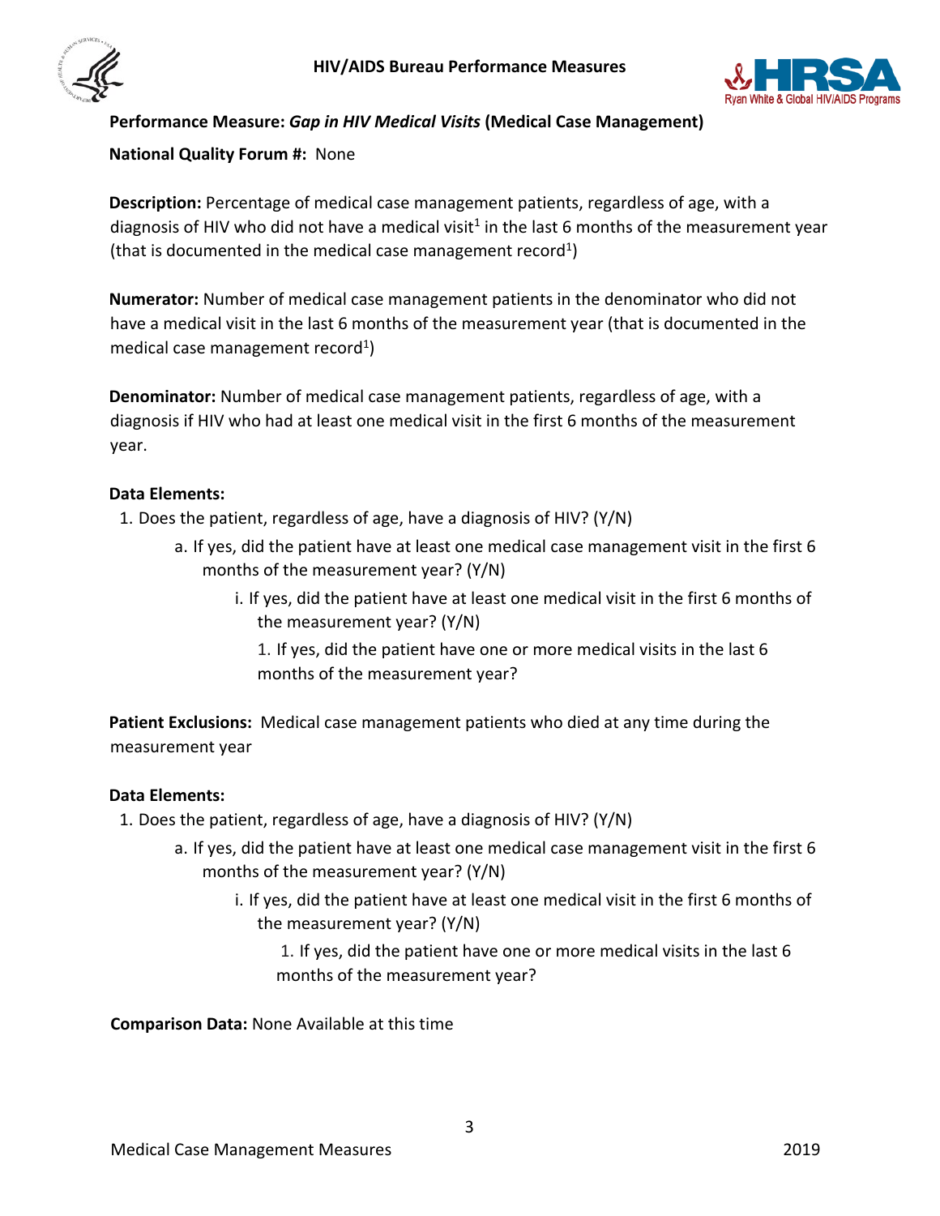**Performance Measure:** ***Gap in HIV Medical Visits*** **(Medical Case Management)**

**National Quality Forum #:** None

**Description:** Percentage of medical case management patients, regardless of age, with a diagnosis of HIV who did not have a medical visit[1] in the last 6 months of the measurement year (that is documented in the medical case management record[1])

**Numerator:** Number of medical case management patients in the denominator who did not have a medical visit in the last 6 months of the measurement year (that is documented in the medical case management record[1])

**Denominator:** Number of medical case management patients, regardless of age, with a diagnosis if HIV who had at least one medical visit in the first 6 months of the measurement year.

**Data Elements:**

1. Does the patient, regardless of age, have a diagnosis of HIV? (Y/N)
    a. If yes, did the patient have at least one medical case management visit in the first 6 months of the measurement year? (Y/N)
        i. If yes, did the patient have at least one medical visit in the first 6 months of the measurement year? (Y/N)
            1. If yes, did the patient have one or more medical visits in the last 6 months of the measurement year?

**Patient Exclusions:** Medical case management patients who died at any time during the measurement year

**Data Elements:**

1. Does the patient, regardless of age, have a diagnosis of HIV? (Y/N)
    a. If yes, did the patient have at least one medical case management visit in the first 6 months of the measurement year? (Y/N)
        i. If yes, did the patient have at least one medical visit in the first 6 months of the measurement year? (Y/N)
            1. If yes, did the patient have one or more medical visits in the last 6 months of the measurement year?

**Comparison Data:** None Available at this time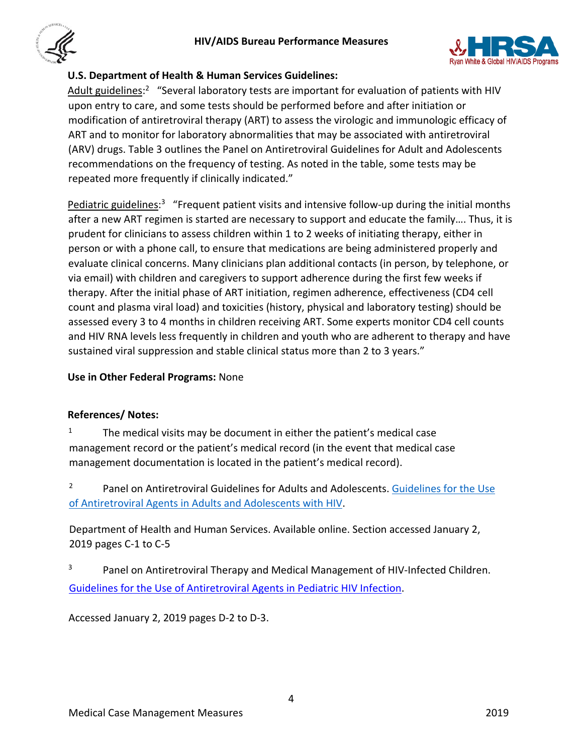**U.S. Department of Health & Human Services Guidelines:**

Adult guidelines:[2] "Several laboratory tests are important for evaluation of patients with HIV upon entry to care, and some tests should be performed before and after initiation or modification of antiretroviral therapy (ART) to assess the virologic and immunologic efficacy of ART and to monitor for laboratory abnormalities that may be associated with antiretroviral (ARV) drugs. Table 3 outlines the Panel on Antiretroviral Guidelines for Adult and Adolescents recommendations on the frequency of testing. As noted in the table, some tests may be repeated more frequently if clinically indicated."

Pediatric guidelines:[3] "Frequent patient visits and intensive follow-up during the initial months after a new ART regimen is started are necessary to support and educate the family…. Thus, it is prudent for clinicians to assess children within 1 to 2 weeks of initiating therapy, either in person or with a phone call, to ensure that medications are being administered properly and evaluate clinical concerns. Many clinicians plan additional contacts (in person, by telephone, or via email) with children and caregivers to support adherence during the first few weeks if therapy. After the initial phase of ART initiation, regimen adherence, effectiveness (CD4 cell count and plasma viral load) and toxicities (history, physical and laboratory testing) should be assessed every 3 to 4 months in children receiving ART. Some experts monitor CD4 cell counts and HIV RNA levels less frequently in children and youth who are adherent to therapy and have sustained viral suppression and stable clinical status more than 2 to 3 years."

**Use in Other Federal Programs:** None

**References/ Notes:**

1 The medical visits may be document in either the patient's medical case management record or the patient's medical record (in the event that medical case management documentation is located in the patient's medical record).

2 Panel on Antiretroviral Guidelines for Adults and Adolescents. Guidelines for the Use of Antiretroviral Agents in Adults and Adolescents with HIV.

Department of Health and Human Services. Available online. Section accessed January 2, 2019 pages C-1 to C-5

3 Panel on Antiretroviral Therapy and Medical Management of HIV-Infected Children. Guidelines for the Use of Antiretroviral Agents in Pediatric HIV Infection.

Accessed January 2, 2019 pages D-2 to D-3.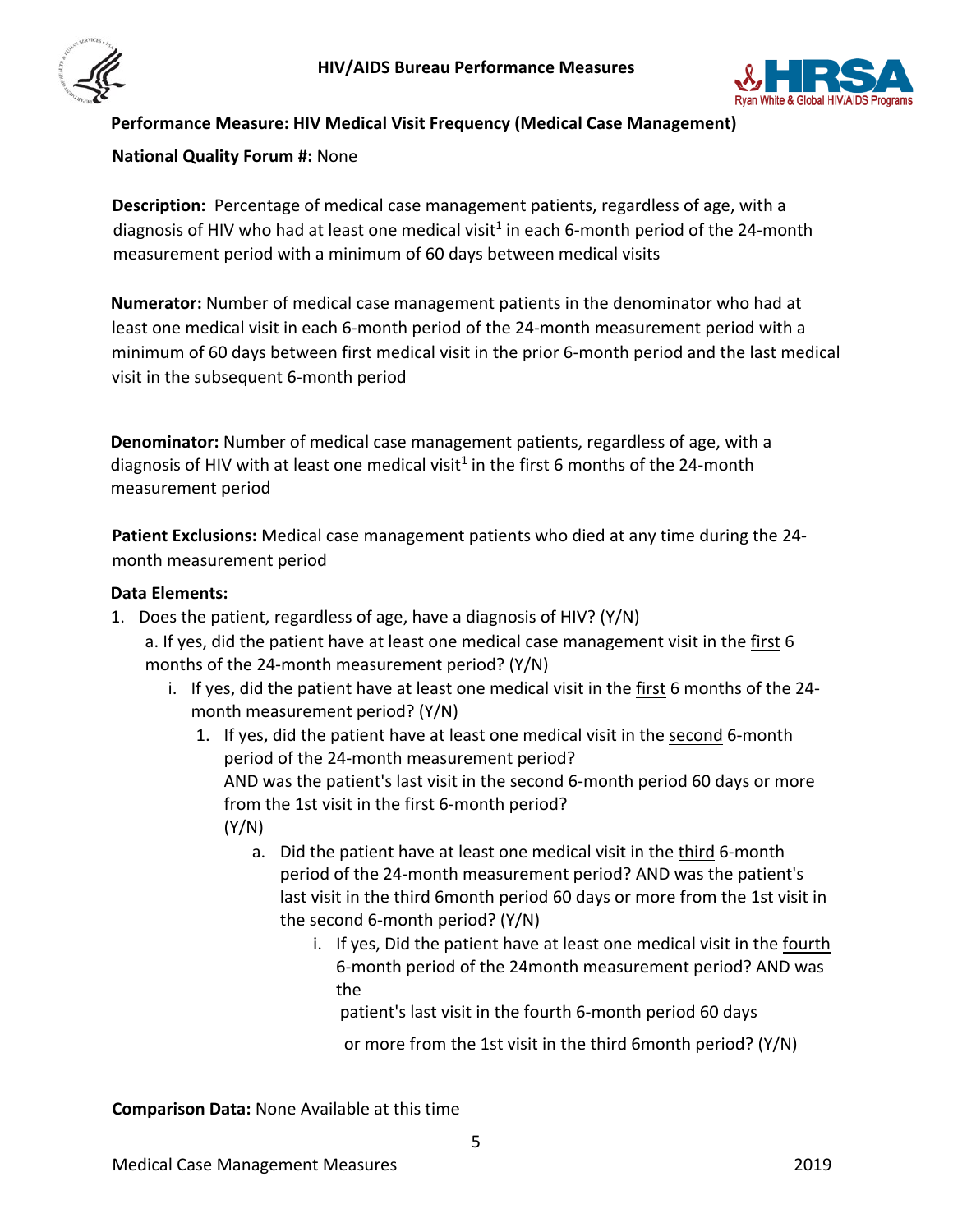**Performance Measure: HIV Medical Visit Frequency (Medical Case Management)**

**National Quality Forum #:** None

**Description:** Percentage of medical case management patients, regardless of age, with a diagnosis of HIV who had at least one medical visit[1] in each 6-month period of the 24-month measurement period with a minimum of 60 days between medical visits

**Numerator:** Number of medical case management patients in the denominator who had at least one medical visit in each 6-month period of the 24-month measurement period with a minimum of 60 days between first medical visit in the prior 6-month period and the last medical visit in the subsequent 6-month period

**Denominator:** Number of medical case management patients, regardless of age, with a diagnosis of HIV with at least one medical visit[1] in the first 6 months of the 24-month measurement period

**Patient Exclusions:** Medical case management patients who died at any time during the 24-month measurement period

**Data Elements:**

1. Does the patient, regardless of age, have a diagnosis of HIV? (Y/N)
   a. If yes, did the patient have at least one medical case management visit in the first 6 months of the 24-month measurement period? (Y/N)
      i. If yes, did the patient have at least one medical visit in the first 6 months of the 24-month measurement period? (Y/N)
         1. If yes, did the patient have at least one medical visit in the second 6-month period of the 24-month measurement period?
            AND was the patient's last visit in the second 6-month period 60 days or more from the 1st visit in the first 6-month period?
            (Y/N)
            a. Did the patient have at least one medical visit in the third 6-month period of the 24-month measurement period? AND was the patient's last visit in the third 6month period 60 days or more from the 1st visit in the second 6-month period? (Y/N)
               i. If yes, Did the patient have at least one medical visit in the fourth 6-month period of the 24month measurement period? AND was the patient's last visit in the fourth 6-month period 60 days or more from the 1st visit in the third 6month period? (Y/N)

**Comparison Data:** None Available at this time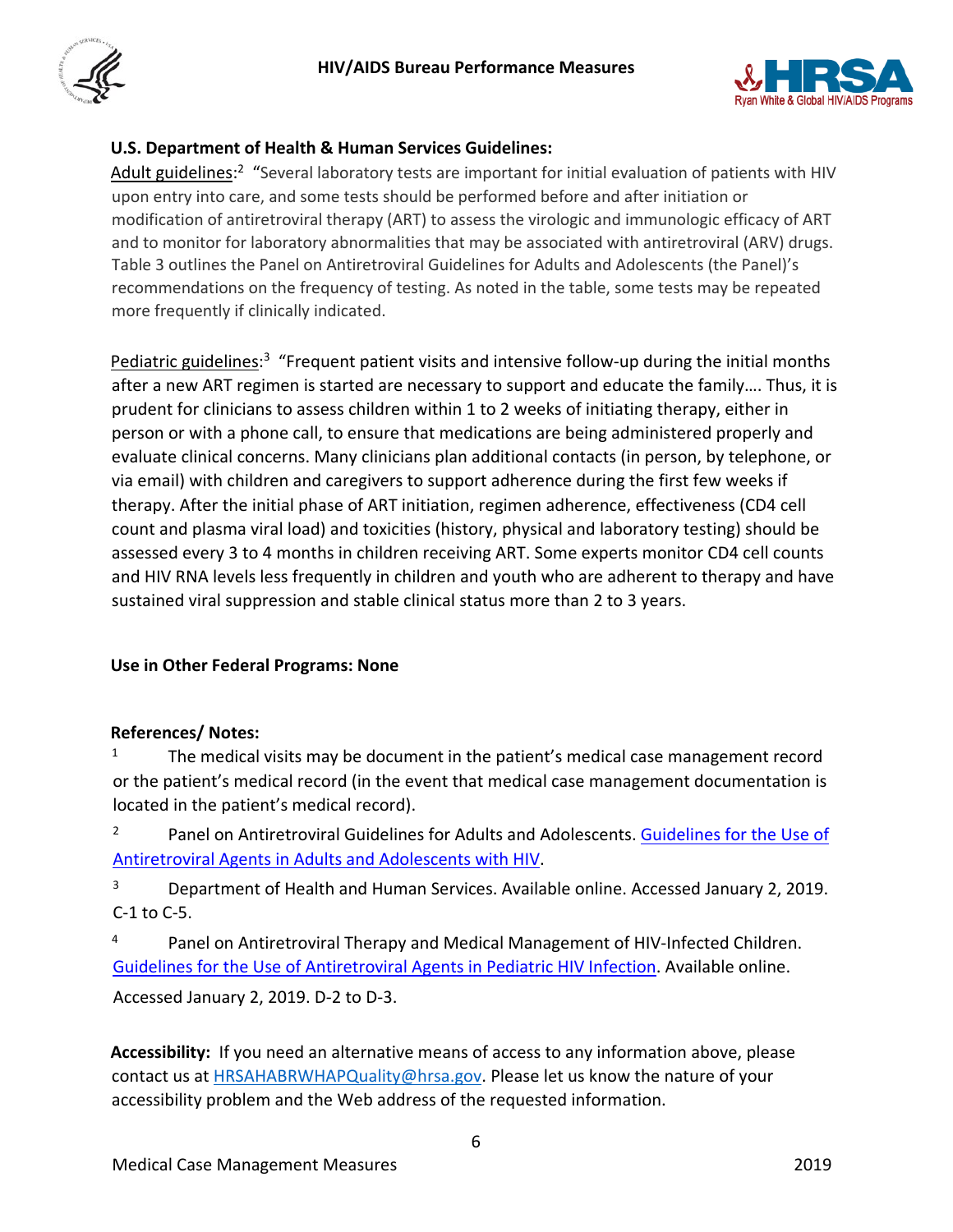**U.S. Department of Health & Human Services Guidelines:**

Adult guidelines:[2] "Several laboratory tests are important for initial evaluation of patients with HIV upon entry into care, and some tests should be performed before and after initiation or modification of antiretroviral therapy (ART) to assess the virologic and immunologic efficacy of ART and to monitor for laboratory abnormalities that may be associated with antiretroviral (ARV) drugs. Table 3 outlines the Panel on Antiretroviral Guidelines for Adults and Adolescents (the Panel)'s recommendations on the frequency of testing. As noted in the table, some tests may be repeated more frequently if clinically indicated.

Pediatric guidelines:[3] "Frequent patient visits and intensive follow-up during the initial months after a new ART regimen is started are necessary to support and educate the family…. Thus, it is prudent for clinicians to assess children within 1 to 2 weeks of initiating therapy, either in person or with a phone call, to ensure that medications are being administered properly and evaluate clinical concerns. Many clinicians plan additional contacts (in person, by telephone, or via email) with children and caregivers to support adherence during the first few weeks if therapy. After the initial phase of ART initiation, regimen adherence, effectiveness (CD4 cell count and plasma viral load) and toxicities (history, physical and laboratory testing) should be assessed every 3 to 4 months in children receiving ART. Some experts monitor CD4 cell counts and HIV RNA levels less frequently in children and youth who are adherent to therapy and have sustained viral suppression and stable clinical status more than 2 to 3 years.

**Use in Other Federal Programs: None**

**References/ Notes:**

1 The medical visits may be document in the patient's medical case management record or the patient's medical record (in the event that medical case management documentation is located in the patient's medical record).

2 Panel on Antiretroviral Guidelines for Adults and Adolescents. Guidelines for the Use of Antiretroviral Agents in Adults and Adolescents with HIV.

3 Department of Health and Human Services. Available online. Accessed January 2, 2019. C-1 to C-5.

4 Panel on Antiretroviral Therapy and Medical Management of HIV-Infected Children. Guidelines for the Use of Antiretroviral Agents in Pediatric HIV Infection. Available online. Accessed January 2, 2019. D-2 to D-3.

**Accessibility:** If you need an alternative means of access to any information above, please contact us at HRSAHABRWHAPQuality@hrsa.gov. Please let us know the nature of your accessibility problem and the Web address of the requested information.